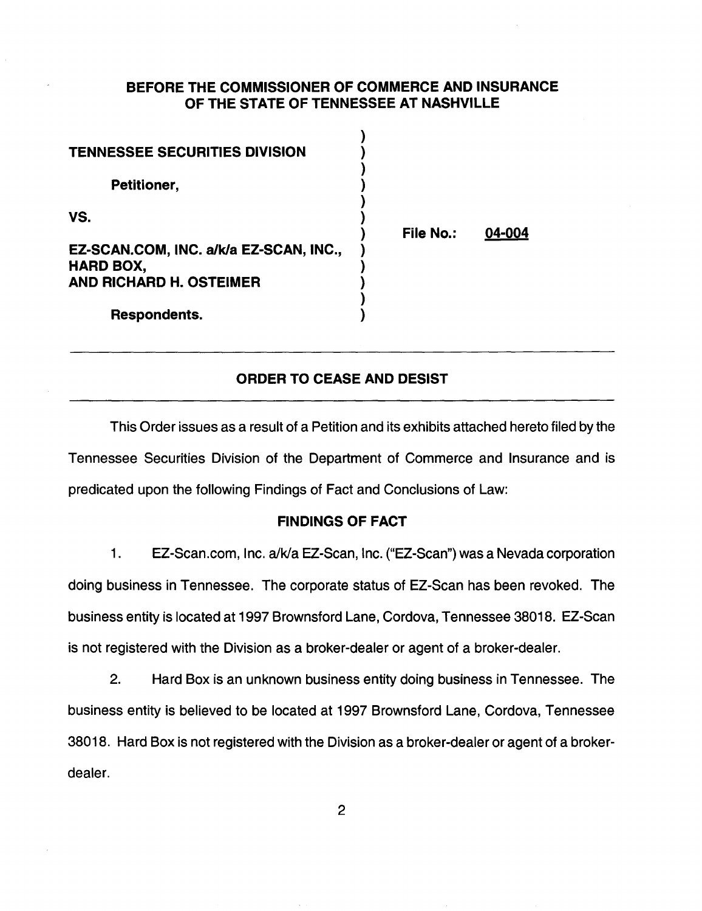**BEFORE THE COMMISSIONER OF COMMERCE AND INSURANCE OF THE STATE OF TENNESSEE AT NASHVILLE**

| | |
|---|---|
| **TENNESSEE SECURITIES DIVISION** | |
| **Petitioner,** | |
| **VS.** | **File No.: 04-004** |
| **EZ-SCAN.COM, INC. a/k/a EZ-SCAN, INC., HARD BOX, AND RICHARD H. OSTEIMER** | |
| **Respondents.** | |

---

## ORDER TO CEASE AND DESIST

---

This Order issues as a result of a Petition and its exhibits attached hereto filed by the Tennessee Securities Division of the Department of Commerce and Insurance and is predicated upon the following Findings of Fact and Conclusions of Law:

### FINDINGS OF FACT

1. EZ-Scan.com, Inc. a/k/a EZ-Scan, Inc. ("EZ-Scan") was a Nevada corporation doing business in Tennessee. The corporate status of EZ-Scan has been revoked. The business entity is located at 1997 Brownsford Lane, Cordova, Tennessee 38018. EZ-Scan is not registered with the Division as a broker-dealer or agent of a broker-dealer.

2. Hard Box is an unknown business entity doing business in Tennessee. The business entity is believed to be located at 1997 Brownsford Lane, Cordova, Tennessee 38018. Hard Box is not registered with the Division as a broker-dealer or agent of a broker-dealer.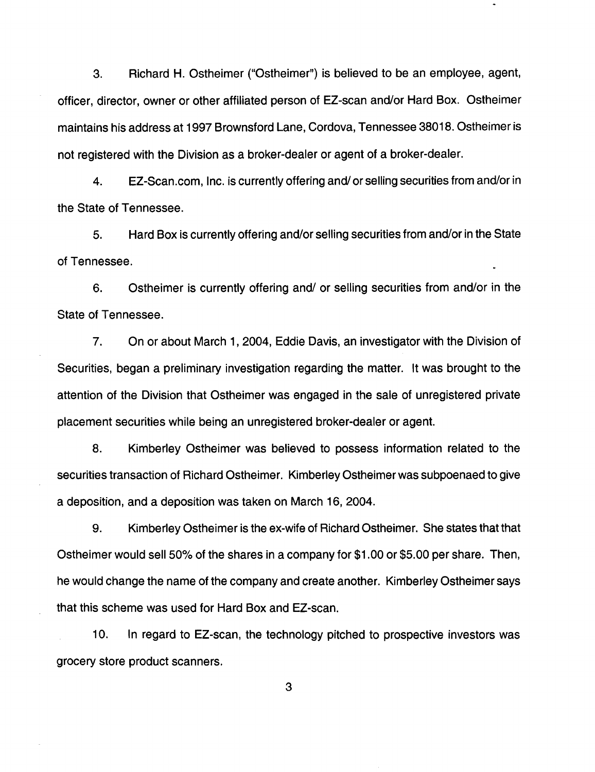3. Richard H. Ostheimer ("Ostheimer") is believed to be an employee, agent, officer, director, owner or other affiliated person of EZ-scan and/or Hard Box. Ostheimer maintains his address at 1997 Brownsford Lane, Cordova, Tennessee 38018. Ostheimer is not registered with the Division as a broker-dealer or agent of a broker-dealer.

4. EZ-Scan.com, Inc. is currently offering and/ or selling securities from and/or in the State of Tennessee.

5. Hard Box is currently offering and/or selling securities from and/or in the State of Tennessee.

6. Ostheimer is currently offering and/ or selling securities from and/or in the State of Tennessee.

7. On or about March 1, 2004, Eddie Davis, an investigator with the Division of Securities, began a preliminary investigation regarding the matter. It was brought to the attention of the Division that Ostheimer was engaged in the sale of unregistered private placement securities while being an unregistered broker-dealer or agent.

8. Kimberley Ostheimer was believed to possess information related to the securities transaction of Richard Ostheimer. Kimberley Ostheimer was subpoenaed to give a deposition, and a deposition was taken on March 16, 2004.

9. Kimberley Ostheimer is the ex-wife of Richard Ostheimer. She states that that Ostheimer would sell 50% of the shares in a company for $1.00 or $5.00 per share. Then, he would change the name of the company and create another. Kimberley Ostheimer says that this scheme was used for Hard Box and EZ-scan.

10. In regard to EZ-scan, the technology pitched to prospective investors was grocery store product scanners.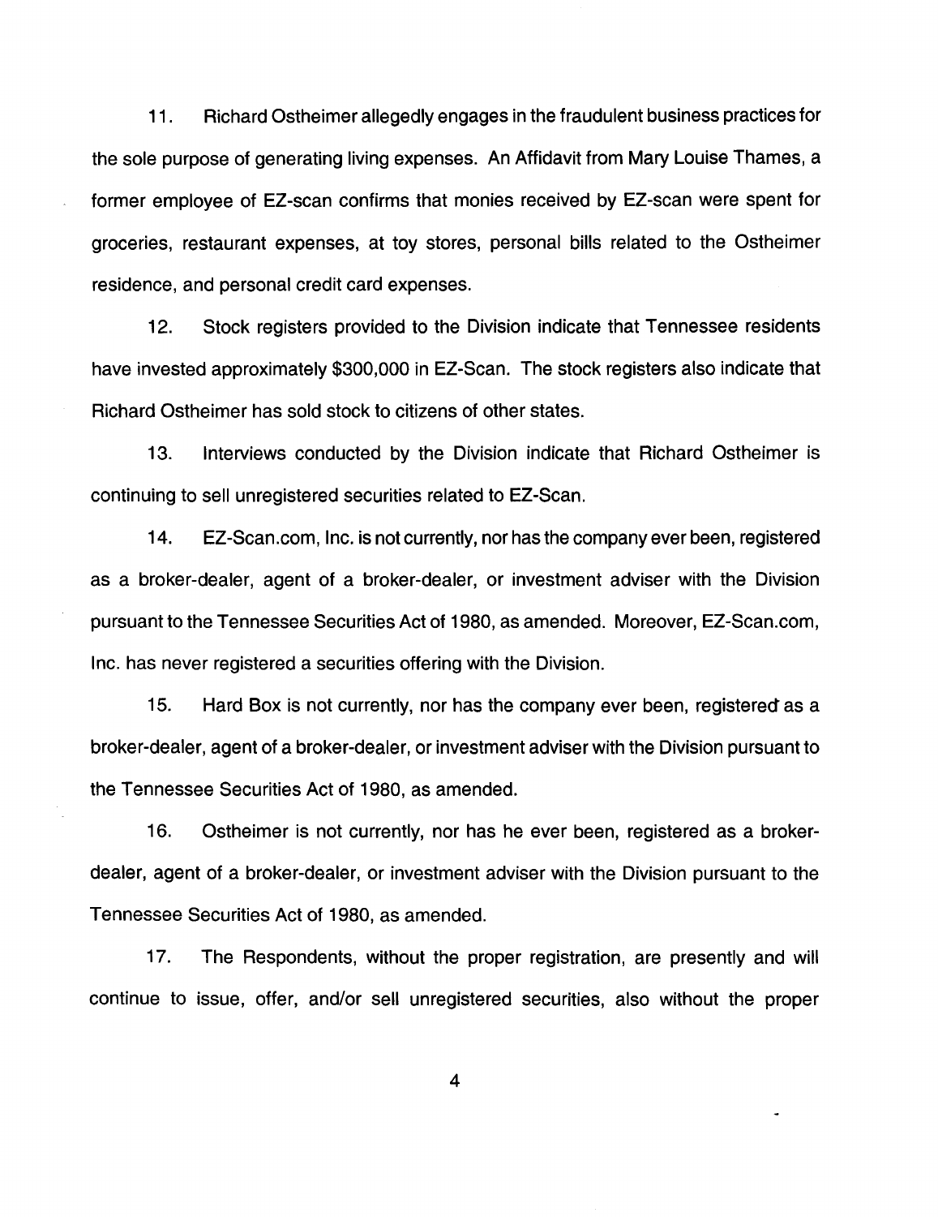11. Richard Ostheimer allegedly engages in the fraudulent business practices for the sole purpose of generating living expenses. An Affidavit from Mary Louise Thames, a former employee of EZ-scan confirms that monies received by EZ-scan were spent for groceries, restaurant expenses, at toy stores, personal bills related to the Ostheimer residence, and personal credit card expenses.

12. Stock registers provided to the Division indicate that Tennessee residents have invested approximately $300,000 in EZ-Scan. The stock registers also indicate that Richard Ostheimer has sold stock to citizens of other states.

13. Interviews conducted by the Division indicate that Richard Ostheimer is continuing to sell unregistered securities related to EZ-Scan.

14. EZ-Scan.com, Inc. is not currently, nor has the company ever been, registered as a broker-dealer, agent of a broker-dealer, or investment adviser with the Division pursuant to the Tennessee Securities Act of 1980, as amended. Moreover, EZ-Scan.com, Inc. has never registered a securities offering with the Division.

15. Hard Box is not currently, nor has the company ever been, registered as a broker-dealer, agent of a broker-dealer, or investment adviser with the Division pursuant to the Tennessee Securities Act of 1980, as amended.

16. Ostheimer is not currently, nor has he ever been, registered as a broker-dealer, agent of a broker-dealer, or investment adviser with the Division pursuant to the Tennessee Securities Act of 1980, as amended.

17. The Respondents, without the proper registration, are presently and will continue to issue, offer, and/or sell unregistered securities, also without the proper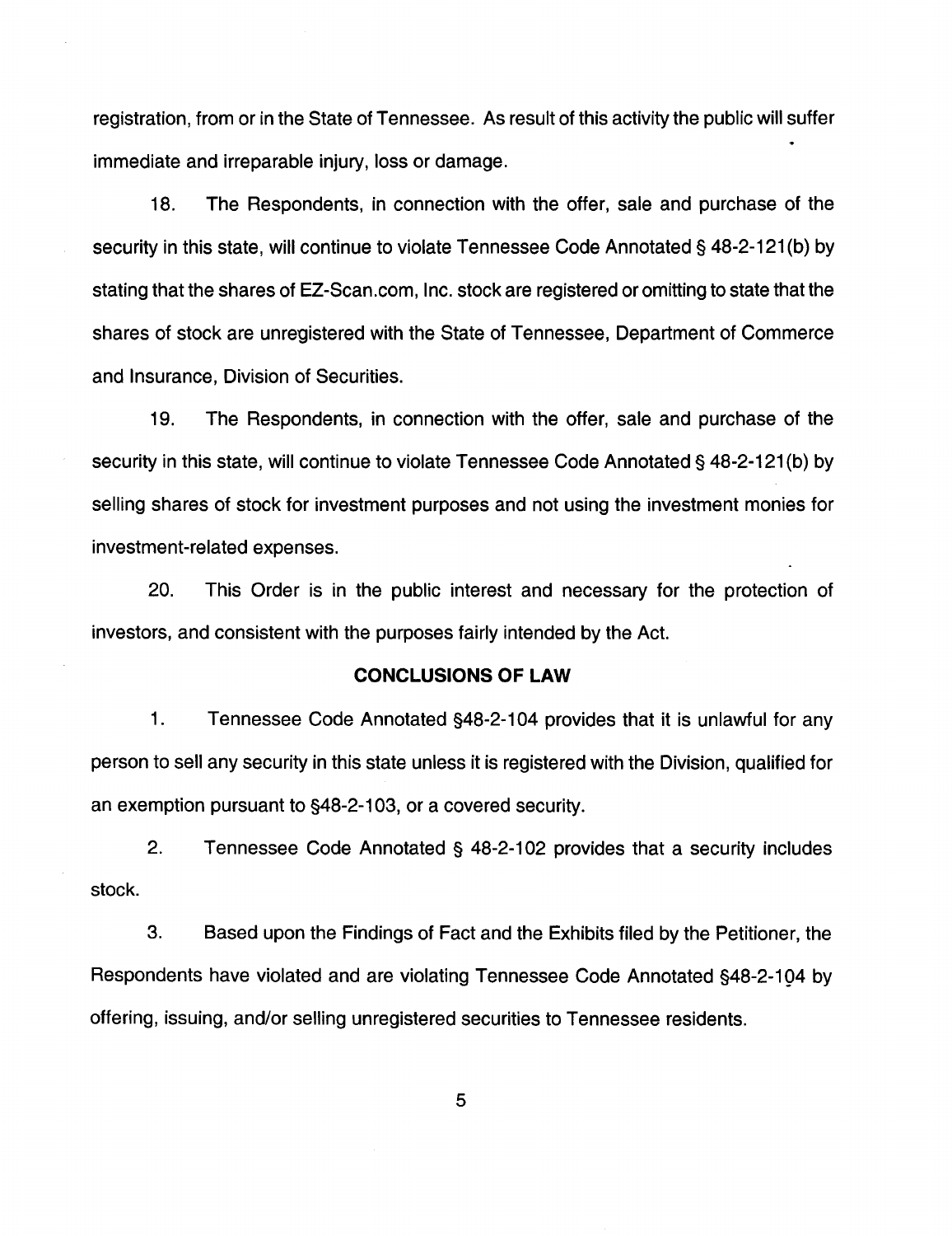registration, from or in the State of Tennessee. As result of this activity the public will suffer immediate and irreparable injury, loss or damage.

18. The Respondents, in connection with the offer, sale and purchase of the security in this state, will continue to violate Tennessee Code Annotated § 48-2-121(b) by stating that the shares of EZ-Scan.com, Inc. stock are registered or omitting to state that the shares of stock are unregistered with the State of Tennessee, Department of Commerce and Insurance, Division of Securities.

19. The Respondents, in connection with the offer, sale and purchase of the security in this state, will continue to violate Tennessee Code Annotated § 48-2-121(b) by selling shares of stock for investment purposes and not using the investment monies for investment-related expenses.

20. This Order is in the public interest and necessary for the protection of investors, and consistent with the purposes fairly intended by the Act.

## CONCLUSIONS OF LAW

1. Tennessee Code Annotated §48-2-104 provides that it is unlawful for any person to sell any security in this state unless it is registered with the Division, qualified for an exemption pursuant to §48-2-103, or a covered security.

2. Tennessee Code Annotated § 48-2-102 provides that a security includes stock.

3. Based upon the Findings of Fact and the Exhibits filed by the Petitioner, the Respondents have violated and are violating Tennessee Code Annotated §48-2-104 by offering, issuing, and/or selling unregistered securities to Tennessee residents.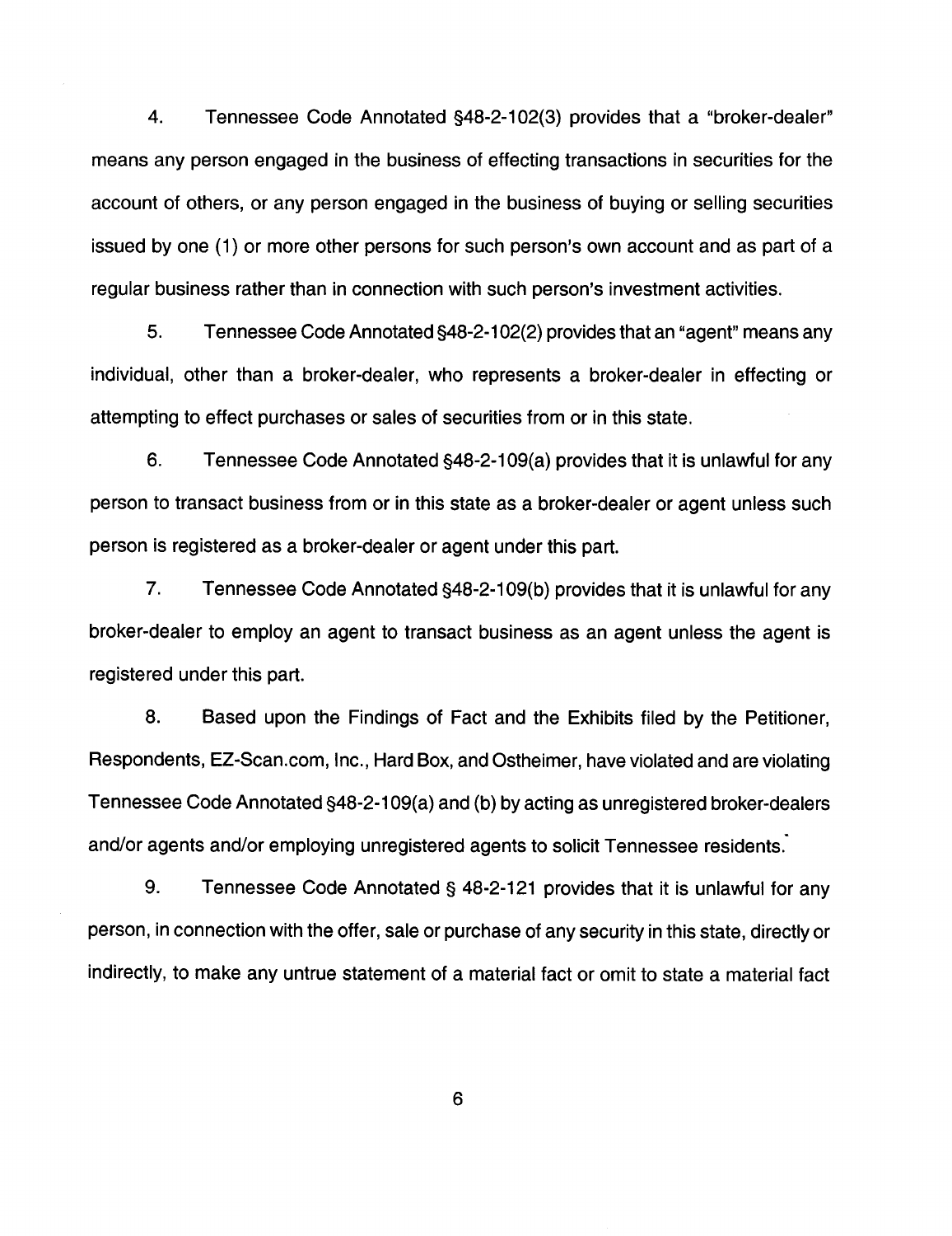4. Tennessee Code Annotated §48-2-102(3) provides that a "broker-dealer" means any person engaged in the business of effecting transactions in securities for the account of others, or any person engaged in the business of buying or selling securities issued by one (1) or more other persons for such person's own account and as part of a regular business rather than in connection with such person's investment activities.

5. Tennessee Code Annotated §48-2-102(2) provides that an "agent" means any individual, other than a broker-dealer, who represents a broker-dealer in effecting or attempting to effect purchases or sales of securities from or in this state.

6. Tennessee Code Annotated §48-2-109(a) provides that it is unlawful for any person to transact business from or in this state as a broker-dealer or agent unless such person is registered as a broker-dealer or agent under this part.

7. Tennessee Code Annotated §48-2-109(b) provides that it is unlawful for any broker-dealer to employ an agent to transact business as an agent unless the agent is registered under this part.

8. Based upon the Findings of Fact and the Exhibits filed by the Petitioner, Respondents, EZ-Scan.com, Inc., Hard Box, and Ostheimer, have violated and are violating Tennessee Code Annotated §48-2-109(a) and (b) by acting as unregistered broker-dealers and/or agents and/or employing unregistered agents to solicit Tennessee residents.

9. Tennessee Code Annotated § 48-2-121 provides that it is unlawful for any person, in connection with the offer, sale or purchase of any security in this state, directly or indirectly, to make any untrue statement of a material fact or omit to state a material fact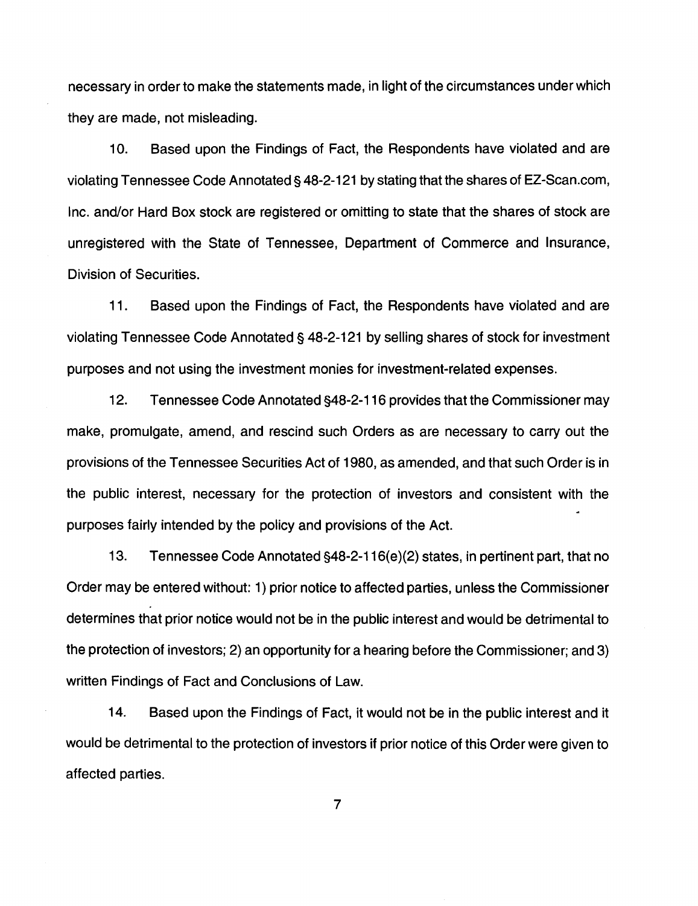necessary in order to make the statements made, in light of the circumstances under which they are made, not misleading.

10. Based upon the Findings of Fact, the Respondents have violated and are violating Tennessee Code Annotated § 48-2-121 by stating that the shares of EZ-Scan.com, Inc. and/or Hard Box stock are registered or omitting to state that the shares of stock are unregistered with the State of Tennessee, Department of Commerce and Insurance, Division of Securities.

11. Based upon the Findings of Fact, the Respondents have violated and are violating Tennessee Code Annotated § 48-2-121 by selling shares of stock for investment purposes and not using the investment monies for investment-related expenses.

12. Tennessee Code Annotated §48-2-116 provides that the Commissioner may make, promulgate, amend, and rescind such Orders as are necessary to carry out the provisions of the Tennessee Securities Act of 1980, as amended, and that such Order is in the public interest, necessary for the protection of investors and consistent with the purposes fairly intended by the policy and provisions of the Act.

13. Tennessee Code Annotated §48-2-116(e)(2) states, in pertinent part, that no Order may be entered without: 1) prior notice to affected parties, unless the Commissioner determines that prior notice would not be in the public interest and would be detrimental to the protection of investors; 2) an opportunity for a hearing before the Commissioner; and 3) written Findings of Fact and Conclusions of Law.

14. Based upon the Findings of Fact, it would not be in the public interest and it would be detrimental to the protection of investors if prior notice of this Order were given to affected parties.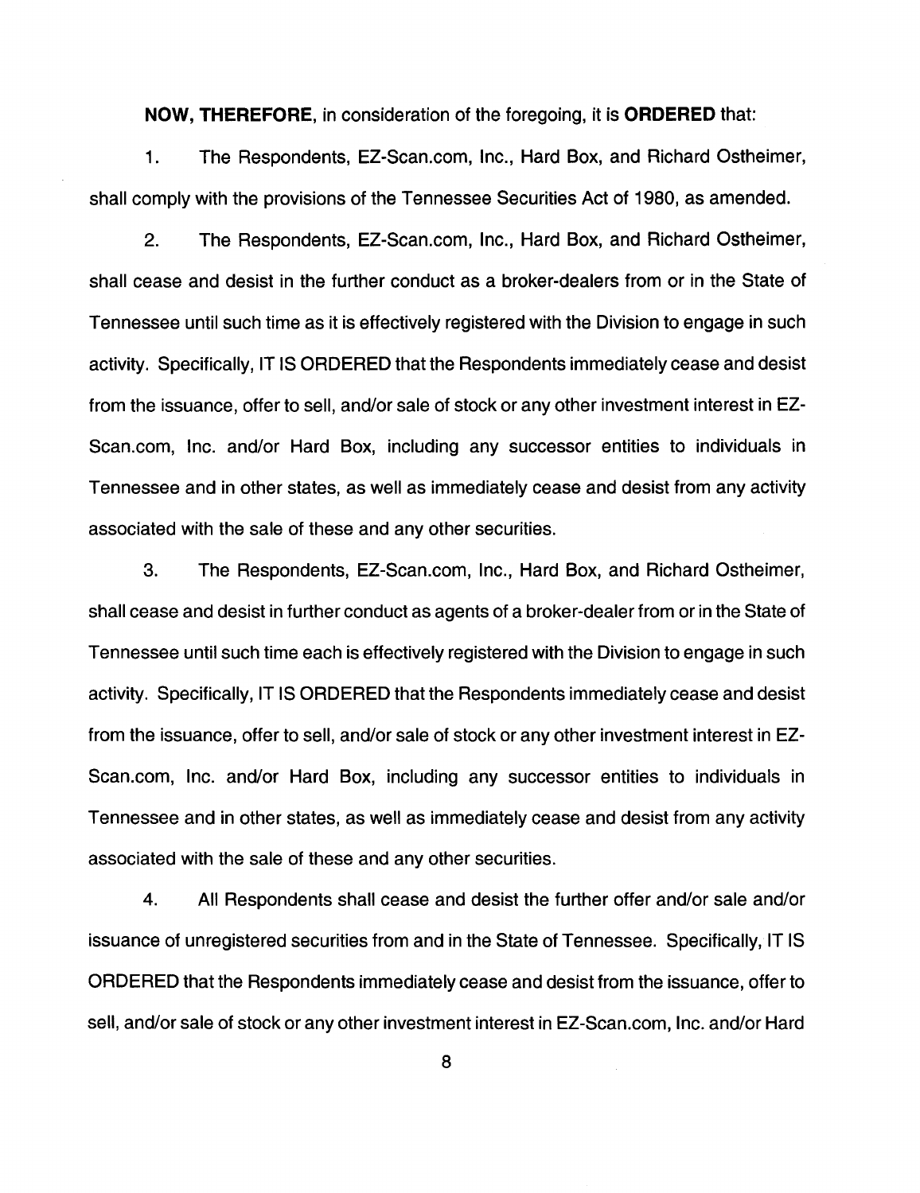**NOW, THEREFORE**, in consideration of the foregoing, it is **ORDERED** that:

1. The Respondents, EZ-Scan.com, Inc., Hard Box, and Richard Ostheimer, shall comply with the provisions of the Tennessee Securities Act of 1980, as amended.

2. The Respondents, EZ-Scan.com, Inc., Hard Box, and Richard Ostheimer, shall cease and desist in the further conduct as a broker-dealers from or in the State of Tennessee until such time as it is effectively registered with the Division to engage in such activity. Specifically, IT IS ORDERED that the Respondents immediately cease and desist from the issuance, offer to sell, and/or sale of stock or any other investment interest in EZ-Scan.com, Inc. and/or Hard Box, including any successor entities to individuals in Tennessee and in other states, as well as immediately cease and desist from any activity associated with the sale of these and any other securities.

3. The Respondents, EZ-Scan.com, Inc., Hard Box, and Richard Ostheimer, shall cease and desist in further conduct as agents of a broker-dealer from or in the State of Tennessee until such time each is effectively registered with the Division to engage in such activity. Specifically, IT IS ORDERED that the Respondents immediately cease and desist from the issuance, offer to sell, and/or sale of stock or any other investment interest in EZ-Scan.com, Inc. and/or Hard Box, including any successor entities to individuals in Tennessee and in other states, as well as immediately cease and desist from any activity associated with the sale of these and any other securities.

4. All Respondents shall cease and desist the further offer and/or sale and/or issuance of unregistered securities from and in the State of Tennessee. Specifically, IT IS ORDERED that the Respondents immediately cease and desist from the issuance, offer to sell, and/or sale of stock or any other investment interest in EZ-Scan.com, Inc. and/or Hard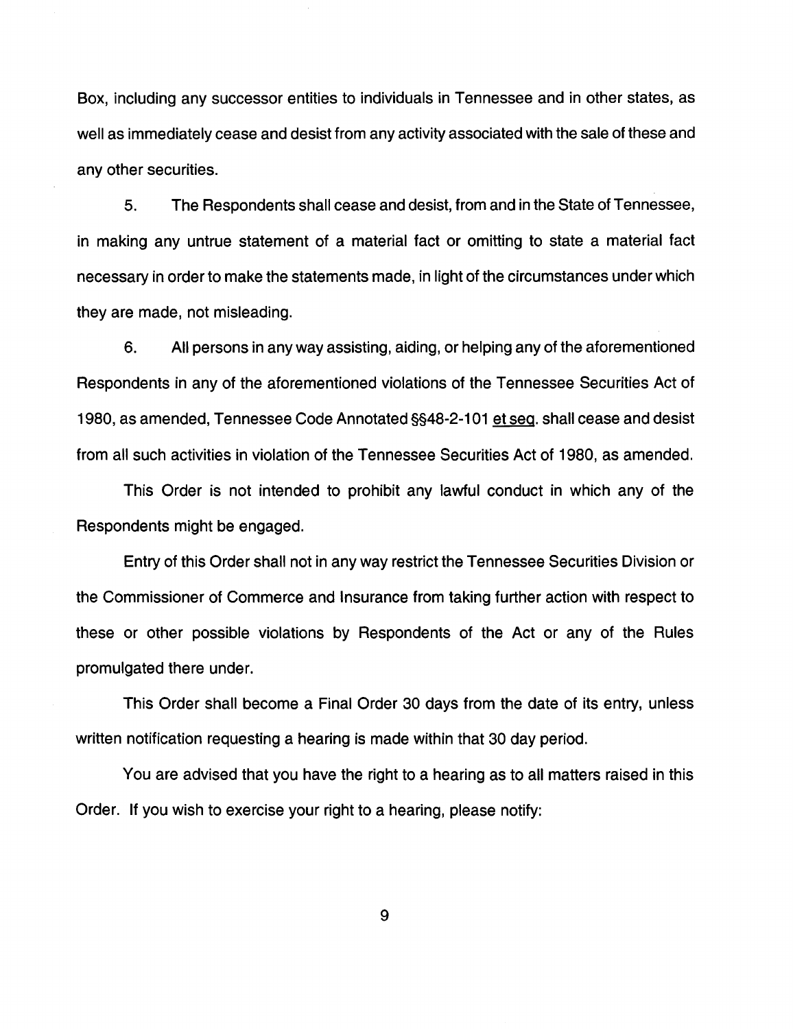Box, including any successor entities to individuals in Tennessee and in other states, as well as immediately cease and desist from any activity associated with the sale of these and any other securities.

5. The Respondents shall cease and desist, from and in the State of Tennessee, in making any untrue statement of a material fact or omitting to state a material fact necessary in order to make the statements made, in light of the circumstances under which they are made, not misleading.

6. All persons in any way assisting, aiding, or helping any of the aforementioned Respondents in any of the aforementioned violations of the Tennessee Securities Act of 1980, as amended, Tennessee Code Annotated §§48-2-101 et seq. shall cease and desist from all such activities in violation of the Tennessee Securities Act of 1980, as amended.

This Order is not intended to prohibit any lawful conduct in which any of the Respondents might be engaged.

Entry of this Order shall not in any way restrict the Tennessee Securities Division or the Commissioner of Commerce and Insurance from taking further action with respect to these or other possible violations by Respondents of the Act or any of the Rules promulgated there under.

This Order shall become a Final Order 30 days from the date of its entry, unless written notification requesting a hearing is made within that 30 day period.

You are advised that you have the right to a hearing as to all matters raised in this Order. If you wish to exercise your right to a hearing, please notify: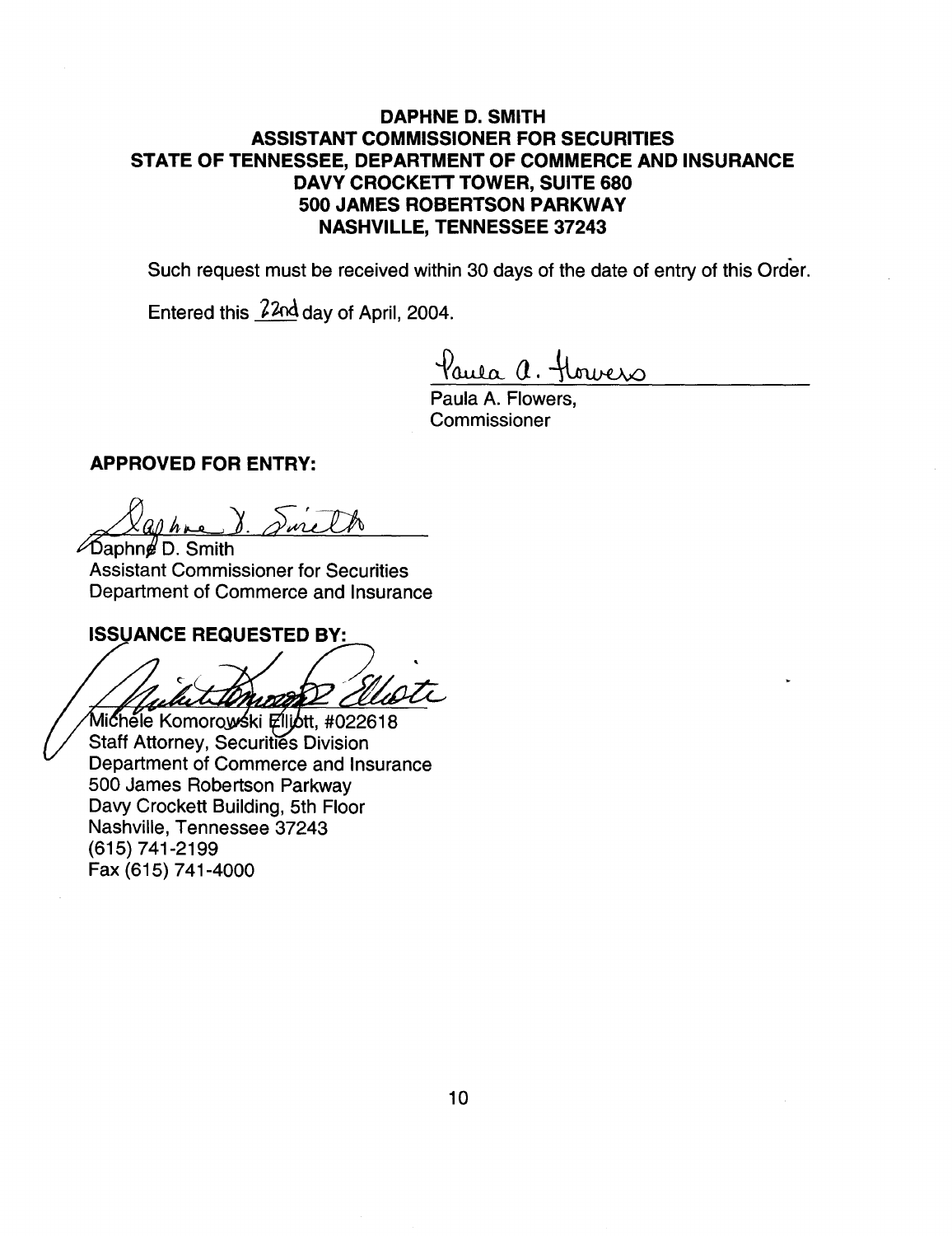**DAPHNE D. SMITH**
**ASSISTANT COMMISSIONER FOR SECURITIES**
**STATE OF TENNESSEE, DEPARTMENT OF COMMERCE AND INSURANCE**
**DAVY CROCKETT TOWER, SUITE 680**
**500 JAMES ROBERTSON PARKWAY**
**NASHVILLE, TENNESSEE 37243**

Such request must be received within 30 days of the date of entry of this Order.

Entered this 22nd day of April, 2004.

Paula A. Flowers,
Commissioner

**APPROVED FOR ENTRY:**

Daphne D. Smith
Assistant Commissioner for Securities
Department of Commerce and Insurance

**ISSUANCE REQUESTED BY:**

Michele Komorowski Elliott, #022618
Staff Attorney, Securities Division
Department of Commerce and Insurance
500 James Robertson Parkway
Davy Crockett Building, 5th Floor
Nashville, Tennessee 37243
(615) 741-2199
Fax (615) 741-4000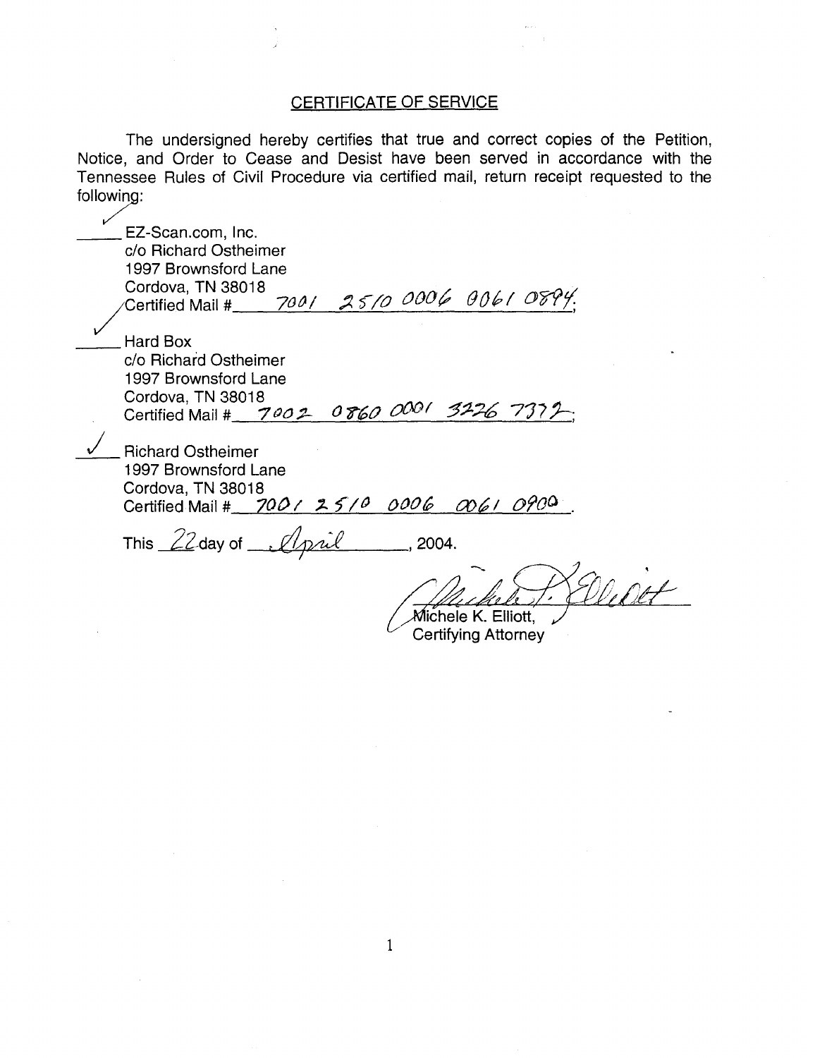## CERTIFICATE OF SERVICE

The undersigned hereby certifies that true and correct copies of the Petition, Notice, and Order to Cease and Desist have been served in accordance with the Tennessee Rules of Civil Procedure via certified mail, return receipt requested to the following:

✓ EZ-Scan.com, Inc.
c/o Richard Ostheimer
1997 Brownsford Lane
Cordova, TN 38018
Certified Mail # 7001 2510 0006 0061 0894;

✓ Hard Box
c/o Richard Ostheimer
1997 Brownsford Lane
Cordova, TN 38018
Certified Mail # 7002 0860 0001 3226 7372;

✓ Richard Ostheimer
1997 Brownsford Lane
Cordova, TN 38018
Certified Mail # 7001 2510 0006 0061 0900.

This 22 day of April, 2004.

Michele K. Elliott,
Certifying Attorney